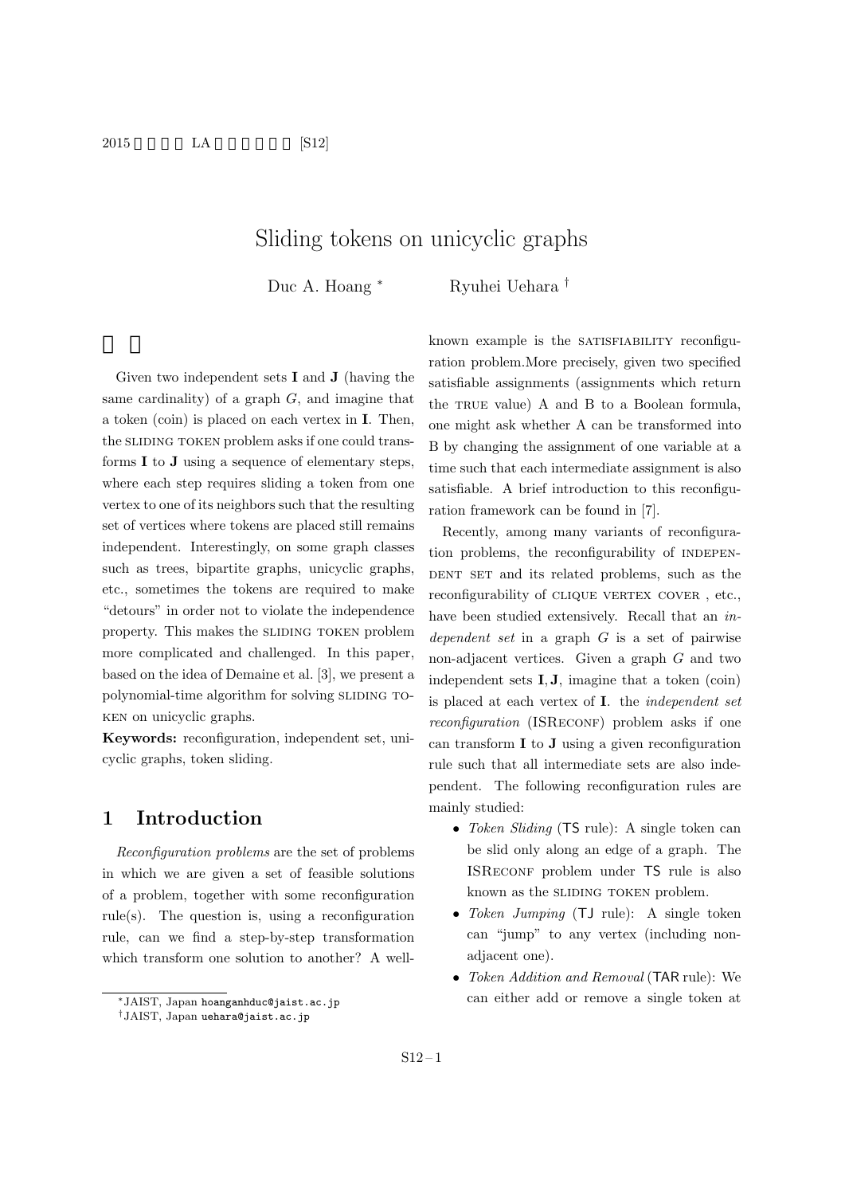# Sliding tokens on unicyclic graphs

Duc A. Hoang *　　Ryuhei Uehara †

## 概要

Given two independent sets **I** and **J** (having the same cardinality) of a graph $G$, and imagine that a token (coin) is placed on each vertex in **I**. Then, the SLIDING TOKEN problem asks if one could transforms **I** to **J** using a sequence of elementary steps, where each step requires sliding a token from one vertex to one of its neighbors such that the resulting set of vertices where tokens are placed still remains independent. Interestingly, on some graph classes such as trees, bipartite graphs, unicyclic graphs, etc., sometimes the tokens are required to make "detours" in order not to violate the independence property. This makes the SLIDING TOKEN problem more complicated and challenged. In this paper, based on the idea of Demaine et al. [3], we present a polynomial-time algorithm for solving SLIDING TOKEN on unicyclic graphs.

**Keywords:** reconfiguration, independent set, unicyclic graphs, token sliding.

## 1 Introduction

*Reconfiguration problems* are the set of problems in which we are given a set of feasible solutions of a problem, together with some reconfiguration rule(s). The question is, using a reconfiguration rule, can we find a step-by-step transformation which transform one solution to another? A well-known example is the SATISFIABILITY reconfiguration problem.More precisely, given two specified satisfiable assignments (assignments which return the TRUE value) A and B to a Boolean formula, one might ask whether A can be transformed into B by changing the assignment of one variable at a time such that each intermediate assignment is also satisfiable. A brief introduction to this reconfiguration framework can be found in [7].

Recently, among many variants of reconfiguration problems, the reconfigurability of INDEPENDENT SET and its related problems, such as the reconfigurability of CLIQUE VERTEX COVER , etc., have been studied extensively. Recall that an *independent set* in a graph $G$ is a set of pairwise non-adjacent vertices. Given a graph $G$ and two independent sets **I**, **J**, imagine that a token (coin) is placed at each vertex of **I**. the *independent set reconfiguration* (ISRECONF) problem asks if one can transform **I** to **J** using a given reconfiguration rule such that all intermediate sets are also independent. The following reconfiguration rules are mainly studied:

- *Token Sliding* (TS rule): A single token can be slid only along an edge of a graph. The ISRECONF problem under TS rule is also known as the SLIDING TOKEN problem.
- *Token Jumping* (TJ rule): A single token can "jump" to any vertex (including non-adjacent one).
- *Token Addition and Removal* (TAR rule): We can either add or remove a single token at

*JAIST, Japan hoanganhduc@jaist.ac.jp

†JAIST, Japan uehara@jaist.ac.jp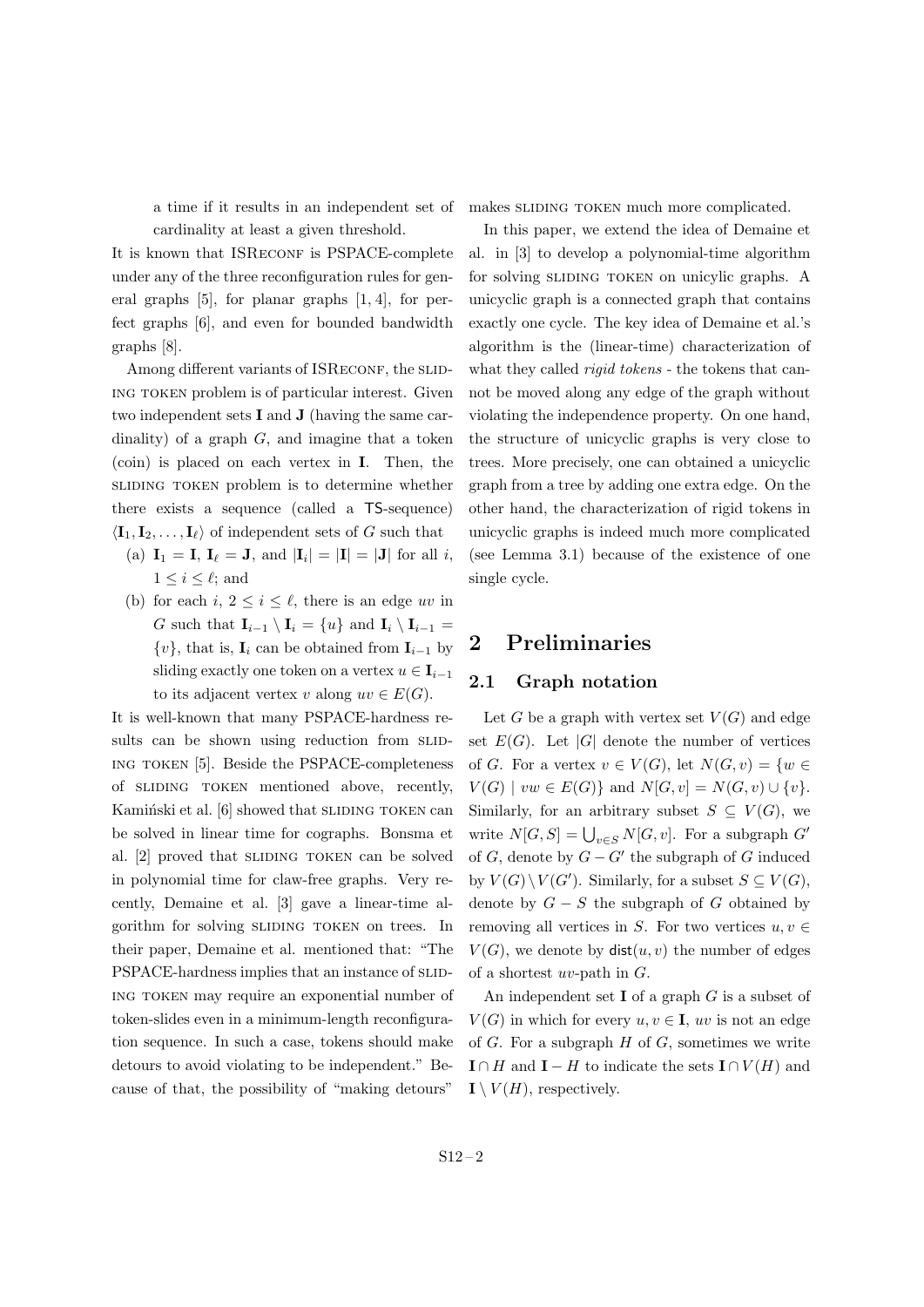a time if it results in an independent set of cardinality at least a given threshold.

It is known that ISRECONF is PSPACE-complete under any of the three reconfiguration rules for general graphs [5], for planar graphs [1, 4], for perfect graphs [6], and even for bounded bandwidth graphs [8].

Among different variants of ISRECONF, the SLIDING TOKEN problem is of particular interest. Given two independent sets $\mathbf{I}$ and $\mathbf{J}$ (having the same cardinality) of a graph $G$, and imagine that a token (coin) is placed on each vertex in $\mathbf{I}$. Then, the SLIDING TOKEN problem is to determine whether there exists a sequence (called a $\mathsf{TS}$-sequence) $\langle \mathbf{I}_1, \mathbf{I}_2, \dots, \mathbf{I}_\ell \rangle$ of independent sets of $G$ such that

(a) $\mathbf{I}_1 = \mathbf{I}$, $\mathbf{I}_\ell = \mathbf{J}$, and $|\mathbf{I}_i| = |\mathbf{I}| = |\mathbf{J}|$ for all $i$, $1 \leq i \leq \ell$; and

(b) for each $i$, $2 \leq i \leq \ell$, there is an edge $uv$ in $G$ such that $\mathbf{I}_{i-1} \setminus \mathbf{I}_i = \{u\}$ and $\mathbf{I}_i \setminus \mathbf{I}_{i-1} = \{v\}$, that is, $\mathbf{I}_i$ can be obtained from $\mathbf{I}_{i-1}$ by sliding exactly one token on a vertex $u \in \mathbf{I}_{i-1}$ to its adjacent vertex $v$ along $uv \in E(G)$.

It is well-known that many PSPACE-hardness results can be shown using reduction from SLIDING TOKEN [5]. Beside the PSPACE-completeness of SLIDING TOKEN mentioned above, recently, Kamiński et al. [6] showed that SLIDING TOKEN can be solved in linear time for cographs. Bonsma et al. [2] proved that SLIDING TOKEN can be solved in polynomial time for claw-free graphs. Very recently, Demaine et al. [3] gave a linear-time algorithm for solving SLIDING TOKEN on trees. In their paper, Demaine et al. mentioned that: "The PSPACE-hardness implies that an instance of SLIDING TOKEN may require an exponential number of token-slides even in a minimum-length reconfiguration sequence. In such a case, tokens should make detours to avoid violating to be independent." Because of that, the possibility of "making detours" makes SLIDING TOKEN much more complicated.

In this paper, we extend the idea of Demaine et al. in [3] to develop a polynomial-time algorithm for solving SLIDING TOKEN on unicylic graphs. A unicyclic graph is a connected graph that contains exactly one cycle. The key idea of Demaine et al.'s algorithm is the (linear-time) characterization of what they called *rigid tokens* - the tokens that cannot be moved along any edge of the graph without violating the independence property. On one hand, the structure of unicyclic graphs is very close to trees. More precisely, one can obtained a unicyclic graph from a tree by adding one extra edge. On the other hand, the characterization of rigid tokens in unicyclic graphs is indeed much more complicated (see Lemma 3.1) because of the existence of one single cycle.

## 2 Preliminaries

### 2.1 Graph notation

Let $G$ be a graph with vertex set $V(G)$ and edge set $E(G)$. Let $|G|$ denote the number of vertices of $G$. For a vertex $v \in V(G)$, let $N(G, v) = \{w \in V(G) \mid vw \in E(G)\}$ and $N[G, v] = N(G, v) \cup \{v\}$. Similarly, for an arbitrary subset $S \subseteq V(G)$, we write $N[G, S] = \bigcup_{v \in S} N[G, v]$. For a subgraph $G'$ of $G$, denote by $G - G'$ the subgraph of $G$ induced by $V(G) \setminus V(G')$. Similarly, for a subset $S \subseteq V(G)$, denote by $G - S$ the subgraph of $G$ obtained by removing all vertices in $S$. For two vertices $u, v \in V(G)$, we denote by $\mathsf{dist}(u, v)$ the number of edges of a shortest $uv$-path in $G$.

An independent set $\mathbf{I}$ of a graph $G$ is a subset of $V(G)$ in which for every $u, v \in \mathbf{I}$, $uv$ is not an edge of $G$. For a subgraph $H$ of $G$, sometimes we write $\mathbf{I} \cap H$ and $\mathbf{I} - H$ to indicate the sets $\mathbf{I} \cap V(H)$ and $\mathbf{I} \setminus V(H)$, respectively.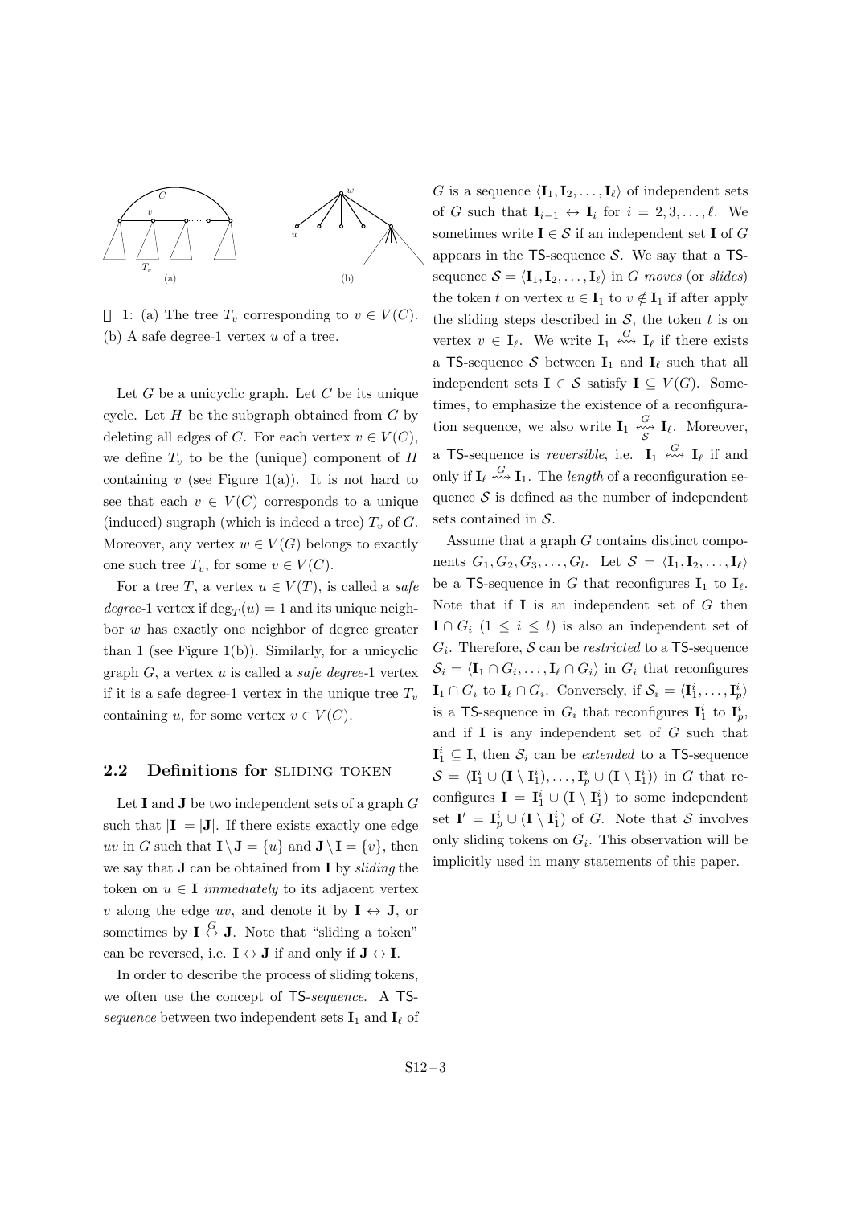1: (a) The tree $T_v$ corresponding to $v \in V(C)$. (b) A safe degree-1 vertex $u$ of a tree.

Let $G$ be a unicyclic graph. Let $C$ be its unique cycle. Let $H$ be the subgraph obtained from $G$ by deleting all edges of $C$. For each vertex $v \in V(C)$, we define $T_v$ to be the (unique) component of $H$ containing $v$ (see Figure 1(a)). It is not hard to see that each $v \in V(C)$ corresponds to a unique (induced) sugraph (which is indeed a tree) $T_v$ of $G$. Moreover, any vertex $w \in V(G)$ belongs to exactly one such tree $T_v$, for some $v \in V(C)$.

For a tree $T$, a vertex $u \in V(T)$, is called a *safe degree-*1 vertex if $\deg_T(u) = 1$ and its unique neighbor $w$ has exactly one neighbor of degree greater than 1 (see Figure 1(b)). Similarly, for a unicyclic graph $G$, a vertex $u$ is called a *safe degree-*1 vertex if it is a safe degree-1 vertex in the unique tree $T_v$ containing $u$, for some vertex $v \in V(C)$.

## 2.2 Definitions for SLIDING TOKEN

Let $\mathbf{I}$ and $\mathbf{J}$ be two independent sets of a graph $G$ such that $|\mathbf{I}| = |\mathbf{J}|$. If there exists exactly one edge $uv$ in $G$ such that $\mathbf{I} \setminus \mathbf{J} = \{u\}$ and $\mathbf{J} \setminus \mathbf{I} = \{v\}$, then we say that $\mathbf{J}$ can be obtained from $\mathbf{I}$ by *sliding* the token on $u \in \mathbf{I}$ *immediately* to its adjacent vertex $v$ along the edge $uv$, and denote it by $\mathbf{I} \leftrightarrow \mathbf{J}$, or sometimes by $\mathbf{I} \overset{G}{\leftrightarrow} \mathbf{J}$. Note that "sliding a token" can be reversed, i.e. $\mathbf{I} \leftrightarrow \mathbf{J}$ if and only if $\mathbf{J} \leftrightarrow \mathbf{I}$.

In order to describe the process of sliding tokens, we often use the concept of TS-*sequence*. A TS-*sequence* between two independent sets $\mathbf{I}_1$ and $\mathbf{I}_\ell$ of $G$ is a sequence $\langle \mathbf{I}_1, \mathbf{I}_2, \ldots, \mathbf{I}_\ell \rangle$ of independent sets of $G$ such that $\mathbf{I}_{i-1} \leftrightarrow \mathbf{I}_i$ for $i = 2, 3, \ldots, \ell$. We sometimes write $\mathbf{I} \in \mathcal{S}$ if an independent set $\mathbf{I}$ of $G$ appears in the TS-sequence $\mathcal{S}$. We say that a TS-sequence $\mathcal{S} = \langle \mathbf{I}_1, \mathbf{I}_2, \ldots, \mathbf{I}_\ell \rangle$ in $G$ *moves* (or *slides*) the token $t$ on vertex $u \in \mathbf{I}_1$ to $v \notin \mathbf{I}_1$ if after apply the sliding steps described in $\mathcal{S}$, the token $t$ is on vertex $v \in \mathbf{I}_\ell$. We write $\mathbf{I}_1 \overset{G}{\leftrightsquigarrow} \mathbf{I}_\ell$ if there exists a TS-sequence $\mathcal{S}$ between $\mathbf{I}_1$ and $\mathbf{I}_\ell$ such that all independent sets $\mathbf{I} \in \mathcal{S}$ satisfy $\mathbf{I} \subseteq V(G)$. Sometimes, to emphasize the existence of a reconfiguration sequence, we also write $\mathbf{I}_1 \underset{\mathcal{S}}{\overset{G}{\leftrightsquigarrow}} \mathbf{I}_\ell$. Moreover, a TS-sequence is *reversible*, i.e. $\mathbf{I}_1 \overset{G}{\leftrightsquigarrow} \mathbf{I}_\ell$ if and only if $\mathbf{I}_\ell \overset{G}{\leftrightsquigarrow} \mathbf{I}_1$. The *length* of a reconfiguration sequence $\mathcal{S}$ is defined as the number of independent sets contained in $\mathcal{S}$.

Assume that a graph $G$ contains distinct components $G_1, G_2, G_3, \ldots, G_l$. Let $\mathcal{S} = \langle \mathbf{I}_1, \mathbf{I}_2, \ldots, \mathbf{I}_\ell \rangle$ be a TS-sequence in $G$ that reconfigures $\mathbf{I}_1$ to $\mathbf{I}_\ell$. Note that if $\mathbf{I}$ is an independent set of $G$ then $\mathbf{I} \cap G_i$ $(1 \leq i \leq l)$ is also an independent set of $G_i$. Therefore, $\mathcal{S}$ can be *restricted* to a TS-sequence $\mathcal{S}_i = \langle \mathbf{I}_1 \cap G_i, \ldots, \mathbf{I}_\ell \cap G_i \rangle$ in $G_i$ that reconfigures $\mathbf{I}_1 \cap G_i$ to $\mathbf{I}_\ell \cap G_i$. Conversely, if $\mathcal{S}_i = \langle \mathbf{I}^i_1, \ldots, \mathbf{I}^i_p \rangle$ is a TS-sequence in $G_i$ that reconfigures $\mathbf{I}^i_1$ to $\mathbf{I}^i_p$, and if $\mathbf{I}$ is any independent set of $G$ such that $\mathbf{I}^i_1 \subseteq \mathbf{I}$, then $\mathcal{S}_i$ can be *extended* to a TS-sequence $\mathcal{S} = \langle \mathbf{I}^i_1 \cup (\mathbf{I} \setminus \mathbf{I}^i_1), \ldots, \mathbf{I}^i_p \cup (\mathbf{I} \setminus \mathbf{I}^i_1) \rangle$ in $G$ that reconfigures $\mathbf{I} = \mathbf{I}^i_1 \cup (\mathbf{I} \setminus \mathbf{I}^i_1)$ to some independent set $\mathbf{I}' = \mathbf{I}^i_p \cup (\mathbf{I} \setminus \mathbf{I}^i_1)$ of $G$. Note that $\mathcal{S}$ involves only sliding tokens on $G_i$. This observation will be implicitly used in many statements of this paper.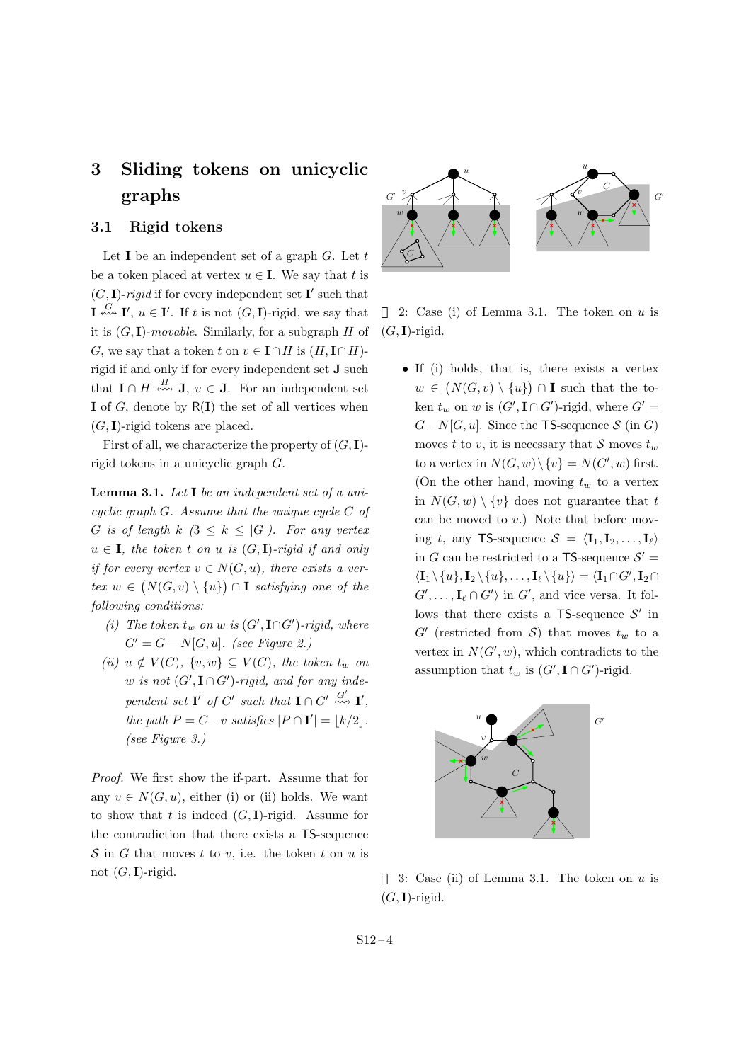# 3 Sliding tokens on unicyclic graphs

## 3.1 Rigid tokens

Let $\mathbf{I}$ be an independent set of a graph $G$. Let $t$ be a token placed at vertex $u \in \mathbf{I}$. We say that $t$ is $(G, \mathbf{I})$-*rigid* if for every independent set $\mathbf{I}'$ such that $\mathbf{I} \overset{G}{\leftrightsquigarrow} \mathbf{I}'$, $u \in \mathbf{I}'$. If $t$ is not $(G, \mathbf{I})$-rigid, we say that it is $(G, \mathbf{I})$-*movable*. Similarly, for a subgraph $H$ of $G$, we say that a token $t$ on $v \in \mathbf{I} \cap H$ is $(H, \mathbf{I} \cap H)$-rigid if and only if for every independent set $\mathbf{J}$ such that $\mathbf{I} \cap H \overset{H}{\leftrightsquigarrow} \mathbf{J}$, $v \in \mathbf{J}$. For an independent set $\mathbf{I}$ of $G$, denote by $\mathsf{R}(\mathbf{I})$ the set of all vertices when $(G, \mathbf{I})$-rigid tokens are placed.

First of all, we characterize the property of $(G, \mathbf{I})$-rigid tokens in a unicyclic graph $G$.

**Lemma 3.1.** *Let $\mathbf{I}$ be an independent set of a unicyclic graph $G$. Assume that the unique cycle $C$ of $G$ is of length $k$ ($3 \leq k \leq |G|$). For any vertex $u \in \mathbf{I}$, the token $t$ on $u$ is $(G, \mathbf{I})$-rigid if and only if for every vertex $v \in N(G, u)$, there exists a vertex $w \in \big(N(G, v) \setminus \{u\}\big) \cap \mathbf{I}$ satisfying one of the following conditions:*

- *(i) The token $t_w$ on $w$ is $(G', \mathbf{I} \cap G')$-rigid, where $G' = G - N[G, u]$. (see Figure 2.)*
- *(ii) $u \notin V(C)$, $\{v, w\} \subseteq V(C)$, the token $t_w$ on $w$ is not $(G', \mathbf{I} \cap G')$-rigid, and for any independent set $\mathbf{I}'$ of $G'$ such that $\mathbf{I} \cap G' \overset{G'}{\leftrightsquigarrow} \mathbf{I}'$, the path $P = C - v$ satisfies $|P \cap \mathbf{I}'| = \lfloor k/2 \rfloor$. (see Figure 3.)*

*Proof.* We first show the if-part. Assume that for any $v \in N(G, u)$, either (i) or (ii) holds. We want to show that $t$ is indeed $(G, \mathbf{I})$-rigid. Assume for the contradiction that there exists a $\mathsf{TS}$-sequence $\mathcal{S}$ in $G$ that moves $t$ to $v$, i.e. the token $t$ on $u$ is not $(G, \mathbf{I})$-rigid.

Figure 2: Case (i) of Lemma 3.1. The token on $u$ is $(G, \mathbf{I})$-rigid.

- If (i) holds, that is, there exists a vertex $w \in \big(N(G, v) \setminus \{u\}\big) \cap \mathbf{I}$ such that the token $t_w$ on $w$ is $(G', \mathbf{I} \cap G')$-rigid, where $G' = G - N[G, u]$. Since the $\mathsf{TS}$-sequence $\mathcal{S}$ (in $G$) moves $t$ to $v$, it is necessary that $\mathcal{S}$ moves $t_w$ to a vertex in $N(G, w) \setminus \{v\} = N(G', w)$ first. (On the other hand, moving $t_w$ to a vertex in $N(G, w) \setminus \{v\}$ does not guarantee that $t$ can be moved to $v$.) Note that before moving $t$, any $\mathsf{TS}$-sequence $\mathcal{S} = \langle \mathbf{I}_1, \mathbf{I}_2, \dots, \mathbf{I}_\ell \rangle$ in $G$ can be restricted to a $\mathsf{TS}$-sequence $\mathcal{S}' = \langle \mathbf{I}_1 \setminus \{u\}, \mathbf{I}_2 \setminus \{u\}, \dots, \mathbf{I}_\ell \setminus \{u\} \rangle = \langle \mathbf{I}_1 \cap G', \mathbf{I}_2 \cap G', \dots, \mathbf{I}_\ell \cap G' \rangle$ in $G'$, and vice versa. It follows that there exists a $\mathsf{TS}$-sequence $\mathcal{S}'$ in $G'$ (restricted from $\mathcal{S}$) that moves $t_w$ to a vertex in $N(G', w)$, which contradicts to the assumption that $t_w$ is $(G', \mathbf{I} \cap G')$-rigid.

Figure 3: Case (ii) of Lemma 3.1. The token on $u$ is $(G, \mathbf{I})$-rigid.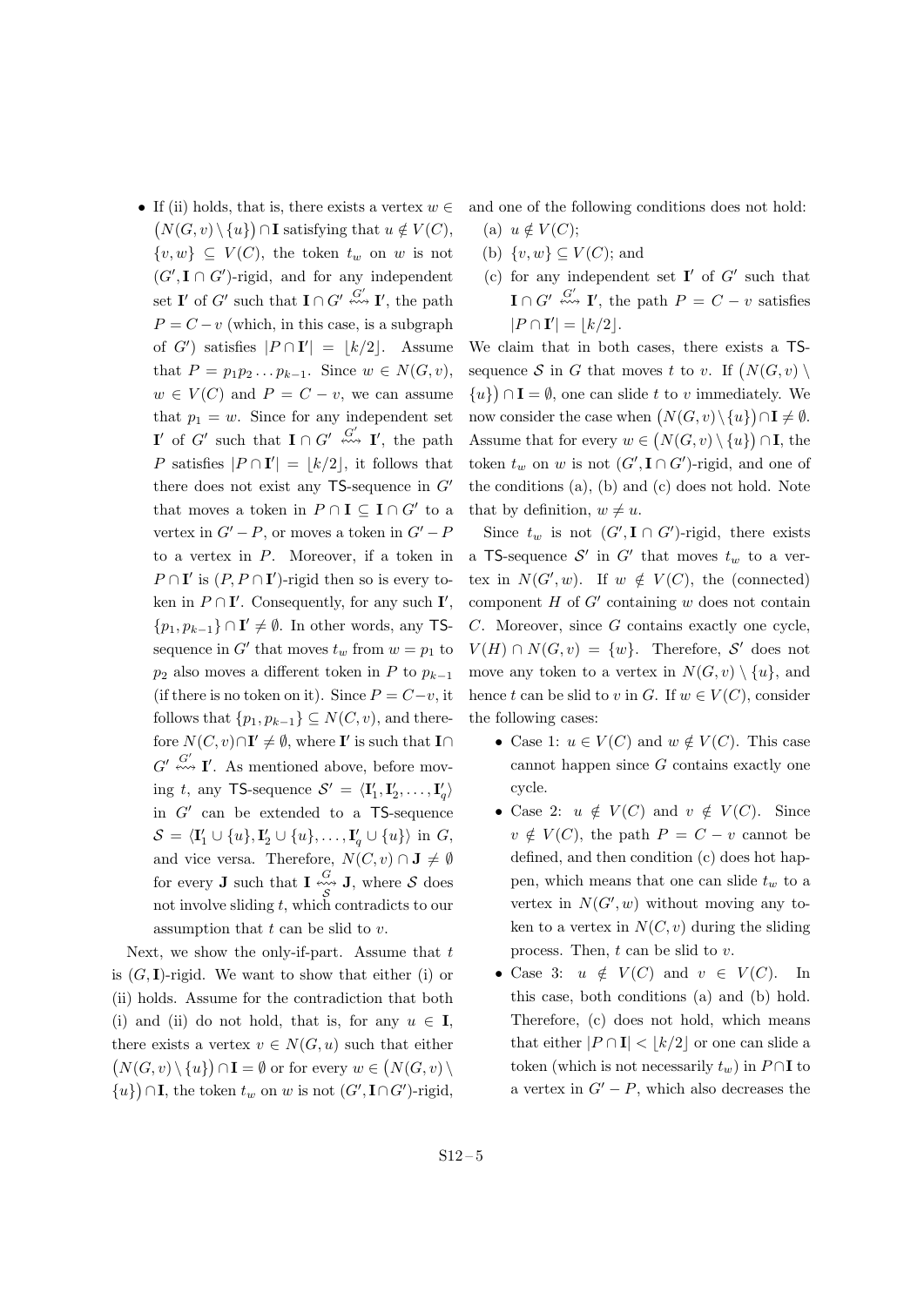- If (ii) holds, that is, there exists a vertex $w \in (N(G,v) \setminus \{u\}) \cap \mathbf{I}$ satisfying that $u \notin V(C)$, $\{v,w\} \subseteq V(C)$, the token $t_w$ on $w$ is not $(G', \mathbf{I} \cap G')$-rigid, and for any independent set $\mathbf{I}'$ of $G'$ such that $\mathbf{I} \cap G' \overset{G'}{\rightsquigarrow} \mathbf{I}'$, the path $P = C - v$ (which, in this case, is a subgraph of $G'$) satisfies $|P \cap \mathbf{I}'| = \lfloor k/2 \rfloor$. Assume that $P = p_1 p_2 \dots p_{k-1}$. Since $w \in N(G,v)$, $w \in V(C)$ and $P = C - v$, we can assume that $p_1 = w$. Since for any independent set $\mathbf{I}'$ of $G'$ such that $\mathbf{I} \cap G' \overset{G'}{\rightsquigarrow} \mathbf{I}'$, the path $P$ satisfies $|P \cap \mathbf{I}'| = \lfloor k/2 \rfloor$, it follows that there does not exist any $\mathsf{TS}$-sequence in $G'$ that moves a token in $P \cap \mathbf{I} \subseteq \mathbf{I} \cap G'$ to a vertex in $G' - P$, or moves a token in $G' - P$ to a vertex in $P$. Moreover, if a token in $P \cap \mathbf{I}'$ is $(P, P \cap \mathbf{I}')$-rigid then so is every token in $P \cap \mathbf{I}'$. Consequently, for any such $\mathbf{I}'$, $\{p_1, p_{k-1}\} \cap \mathbf{I}' \neq \emptyset$. In other words, any $\mathsf{TS}$-sequence in $G'$ that moves $t_w$ from $w = p_1$ to $p_2$ also moves a different token in $P$ to $p_{k-1}$ (if there is no token on it). Since $P = C - v$, it follows that $\{p_1, p_{k-1}\} \subseteq N(C,v)$, and therefore $N(C,v) \cap \mathbf{I}' \neq \emptyset$, where $\mathbf{I}'$ is such that $\mathbf{I} \cap G' \overset{G'}{\rightsquigarrow} \mathbf{I}'$. As mentioned above, before moving $t$, any $\mathsf{TS}$-sequence $\mathcal{S}' = \langle \mathbf{I}'_1, \mathbf{I}'_2, \dots, \mathbf{I}'_q \rangle$ in $G'$ can be extended to a $\mathsf{TS}$-sequence $\mathcal{S} = \langle \mathbf{I}'_1 \cup \{u\}, \mathbf{I}'_2 \cup \{u\}, \dots, \mathbf{I}'_q \cup \{u\} \rangle$ in $G$, and vice versa. Therefore, $N(C,v) \cap \mathbf{J} \neq \emptyset$ for every $\mathbf{J}$ such that $\mathbf{I} \overset{G}{\underset{\mathcal{S}}{\rightsquigarrow}} \mathbf{J}$, where $\mathcal{S}$ does not involve sliding $t$, which contradicts to our assumption that $t$ can be slid to $v$.

Next, we show the only-if-part. Assume that $t$ is $(G, \mathbf{I})$-rigid. We want to show that either (i) or (ii) holds. Assume for the contradiction that both (i) and (ii) do not hold, that is, for any $u \in \mathbf{I}$, there exists a vertex $v \in N(G,u)$ such that either $(N(G,v) \setminus \{u\}) \cap \mathbf{I} = \emptyset$ or for every $w \in (N(G,v) \setminus \{u\}) \cap \mathbf{I}$, the token $t_w$ on $w$ is not $(G', \mathbf{I} \cap G')$-rigid, and one of the following conditions does not hold:

(a) $u \notin V(C)$;

(b) $\{v,w\} \subseteq V(C)$; and

(c) for any independent set $\mathbf{I}'$ of $G'$ such that $\mathbf{I} \cap G' \overset{G'}{\rightsquigarrow} \mathbf{I}'$, the path $P = C - v$ satisfies $|P \cap \mathbf{I}'| = \lfloor k/2 \rfloor$.

We claim that in both cases, there exists a $\mathsf{TS}$-sequence $\mathcal{S}$ in $G$ that moves $t$ to $v$. If $(N(G,v) \setminus \{u\}) \cap \mathbf{I} = \emptyset$, one can slide $t$ to $v$ immediately. We now consider the case when $(N(G,v) \setminus \{u\}) \cap \mathbf{I} \neq \emptyset$. Assume that for every $w \in (N(G,v) \setminus \{u\}) \cap \mathbf{I}$, the token $t_w$ on $w$ is not $(G', \mathbf{I} \cap G')$-rigid, and one of the conditions (a), (b) and (c) does not hold. Note that by definition, $w \neq u$.

Since $t_w$ is not $(G', \mathbf{I} \cap G')$-rigid, there exists a $\mathsf{TS}$-sequence $\mathcal{S}'$ in $G'$ that moves $t_w$ to a vertex in $N(G', w)$. If $w \notin V(C)$, the (connected) component $H$ of $G'$ containing $w$ does not contain $C$. Moreover, since $G$ contains exactly one cycle, $V(H) \cap N(G,v) = \{w\}$. Therefore, $\mathcal{S}'$ does not move any token to a vertex in $N(G,v) \setminus \{u\}$, and hence $t$ can be slid to $v$ in $G$. If $w \in V(C)$, consider the following cases:

- Case 1: $u \in V(C)$ and $w \notin V(C)$. This case cannot happen since $G$ contains exactly one cycle.
- Case 2: $u \notin V(C)$ and $v \notin V(C)$. Since $v \notin V(C)$, the path $P = C - v$ cannot be defined, and then condition (c) does hot happen, which means that one can slide $t_w$ to a vertex in $N(G', w)$ without moving any token to a vertex in $N(C, v)$ during the sliding process. Then, $t$ can be slid to $v$.
- Case 3: $u \notin V(C)$ and $v \in V(C)$. In this case, both conditions (a) and (b) hold. Therefore, (c) does not hold, which means that either $|P \cap \mathbf{I}| < \lfloor k/2 \rfloor$ or one can slide a token (which is not necessarily $t_w$) in $P \cap \mathbf{I}$ to a vertex in $G' - P$, which also decreases the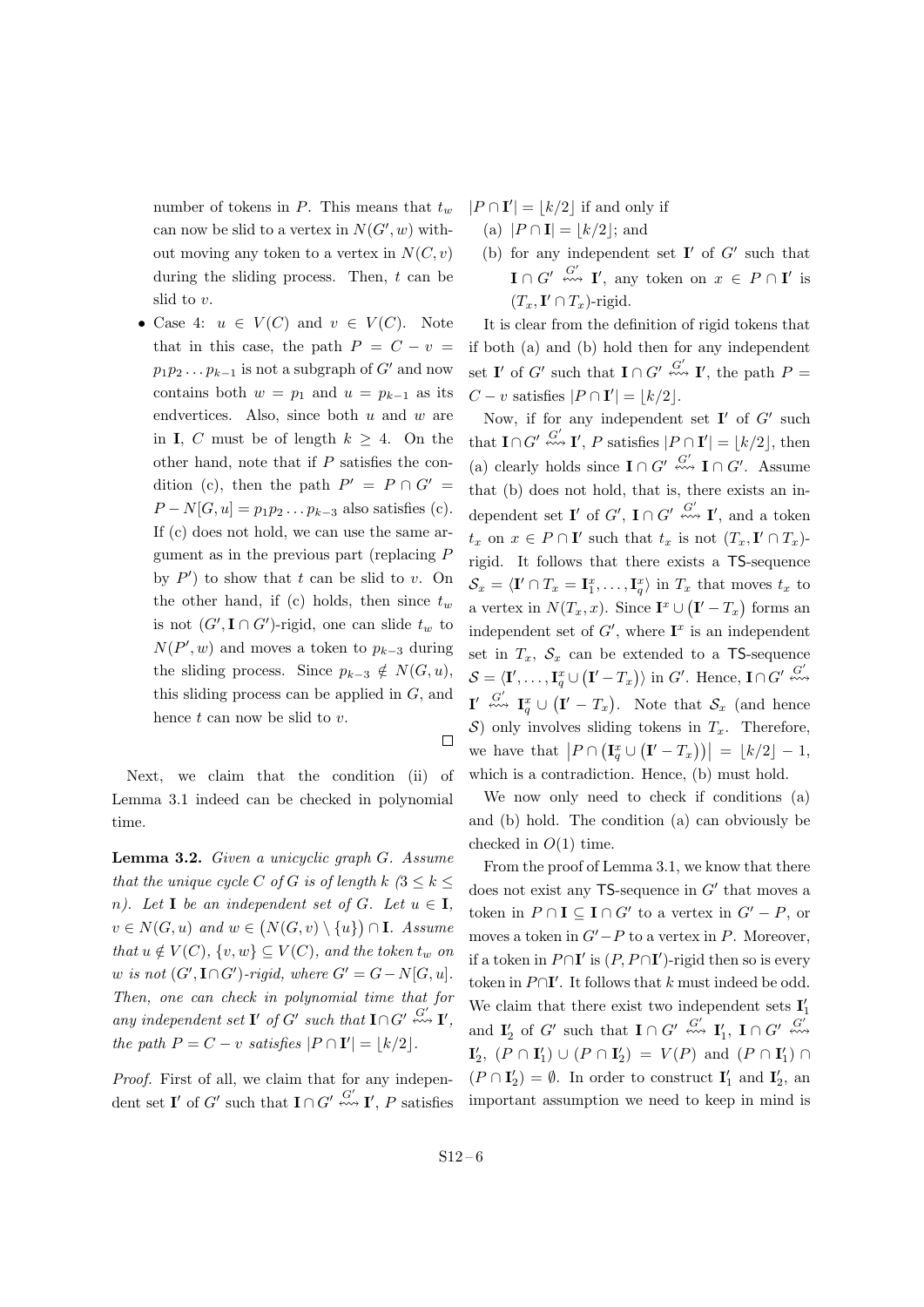number of tokens in $P$. This means that $t_w$ can now be slid to a vertex in $N(G', w)$ without moving any token to a vertex in $N(C, v)$ during the sliding process. Then, $t$ can be slid to $v$.

- Case 4: $u \in V(C)$ and $v \in V(C)$. Note that in this case, the path $P = C - v = p_1 p_2 \dots p_{k-1}$ is not a subgraph of $G'$ and now contains both $w = p_1$ and $u = p_{k-1}$ as its endvertices. Also, since both $u$ and $w$ are in $\mathbf{I}$, $C$ must be of length $k \geq 4$. On the other hand, note that if $P$ satisfies the condition (c), then the path $P' = P \cap G' = P - N[G, u] = p_1 p_2 \dots p_{k-3}$ also satisfies (c). If (c) does not hold, we can use the same argument as in the previous part (replacing $P$ by $P'$) to show that $t$ can be slid to $v$. On the other hand, if (c) holds, then since $t_w$ is not $(G', \mathbf{I} \cap G')$-rigid, one can slide $t_w$ to $N(P', w)$ and moves a token to $p_{k-3}$ during the sliding process. Since $p_{k-3} \notin N(G, u)$, this sliding process can be applied in $G$, and hence $t$ can now be slid to $v$.

$\square$

Next, we claim that the condition (ii) of Lemma 3.1 indeed can be checked in polynomial time.

**Lemma 3.2.** *Given a unicyclic graph $G$. Assume that the unique cycle $C$ of $G$ is of length $k$ ($3 \leq k \leq n$). Let $\mathbf{I}$ be an independent set of $G$. Let $u \in \mathbf{I}$, $v \in N(G, u)$ and $w \in \big(N(G, v) \setminus \{u\}\big) \cap \mathbf{I}$. Assume that $u \notin V(C)$, $\{v, w\} \subseteq V(C)$, and the token $t_w$ on $w$ is not $(G', \mathbf{I} \cap G')$-rigid, where $G' = G - N[G, u]$. Then, one can check in polynomial time that for any independent set $\mathbf{I}'$ of $G'$ such that $\mathbf{I} \cap G' \overset{G'}{\leftrightsquigarrow} \mathbf{I}'$, the path $P = C - v$ satisfies $|P \cap \mathbf{I}'| = \lfloor k/2 \rfloor$.*

*Proof.* First of all, we claim that for any independent set $\mathbf{I}'$ of $G'$ such that $\mathbf{I} \cap G' \overset{G'}{\leftrightsquigarrow} \mathbf{I}'$, $P$ satisfies $|P \cap \mathbf{I}'| = \lfloor k/2 \rfloor$ if and only if

(a) $|P \cap \mathbf{I}| = \lfloor k/2 \rfloor$; and

(b) for any independent set $\mathbf{I}'$ of $G'$ such that $\mathbf{I} \cap G' \overset{G'}{\leftrightsquigarrow} \mathbf{I}'$, any token on $x \in P \cap \mathbf{I}'$ is $(T_x, \mathbf{I}' \cap T_x)$-rigid.

It is clear from the definition of rigid tokens that if both (a) and (b) hold then for any independent set $\mathbf{I}'$ of $G'$ such that $\mathbf{I} \cap G' \overset{G'}{\leftrightsquigarrow} \mathbf{I}'$, the path $P = C - v$ satisfies $|P \cap \mathbf{I}'| = \lfloor k/2 \rfloor$.

Now, if for any independent set $\mathbf{I}'$ of $G'$ such that $\mathbf{I} \cap G' \overset{G'}{\leftrightsquigarrow} \mathbf{I}'$, $P$ satisfies $|P \cap \mathbf{I}'| = \lfloor k/2 \rfloor$, then (a) clearly holds since $\mathbf{I} \cap G' \overset{G'}{\leftrightsquigarrow} \mathbf{I} \cap G'$. Assume that (b) does not hold, that is, there exists an independent set $\mathbf{I}'$ of $G'$, $\mathbf{I} \cap G' \overset{G'}{\leftrightsquigarrow} \mathbf{I}'$, and a token $t_x$ on $x \in P \cap \mathbf{I}'$ such that $t_x$ is not $(T_x, \mathbf{I}' \cap T_x)$-rigid. It follows that there exists a $\mathsf{TS}$-sequence $\mathcal{S}_x = \langle \mathbf{I}' \cap T_x = \mathbf{I}^x_1, \dots, \mathbf{I}^x_q \rangle$ in $T_x$ that moves $t_x$ to a vertex in $N(T_x, x)$. Since $\mathbf{I}^x \cup \big(\mathbf{I}' - T_x\big)$ forms an independent set of $G'$, where $\mathbf{I}^x$ is an independent set in $T_x$, $\mathcal{S}_x$ can be extended to a $\mathsf{TS}$-sequence $\mathcal{S} = \langle \mathbf{I}', \dots, \mathbf{I}^x_q \cup \big(\mathbf{I}' - T_x\big) \rangle$ in $G'$. Hence, $\mathbf{I} \cap G' \overset{G'}{\leftrightsquigarrow} \mathbf{I}' \overset{G'}{\leftrightsquigarrow} \mathbf{I}^x_q \cup \big(\mathbf{I}' - T_x\big)$. Note that $\mathcal{S}_x$ (and hence $\mathcal{S}$) only involves sliding tokens in $T_x$. Therefore, we have that $\big|P \cap \big(\mathbf{I}^x_q \cup \big(\mathbf{I}' - T_x\big)\big)\big| = \lfloor k/2 \rfloor - 1$, which is a contradiction. Hence, (b) must hold.

We now only need to check if conditions (a) and (b) hold. The condition (a) can obviously be checked in $O(1)$ time.

From the proof of Lemma 3.1, we know that there does not exist any $\mathsf{TS}$-sequence in $G'$ that moves a token in $P \cap \mathbf{I} \subseteq \mathbf{I} \cap G'$ to a vertex in $G' - P$, or moves a token in $G' - P$ to a vertex in $P$. Moreover, if a token in $P \cap \mathbf{I}'$ is $(P, P \cap \mathbf{I}')$-rigid then so is every token in $P \cap \mathbf{I}'$. It follows that $k$ must indeed be odd. We claim that there exist two independent sets $\mathbf{I}'_1$ and $\mathbf{I}'_2$ of $G'$ such that $\mathbf{I} \cap G' \overset{G'}{\leftrightsquigarrow} \mathbf{I}'_1$, $\mathbf{I} \cap G' \overset{G'}{\leftrightsquigarrow} \mathbf{I}'_2$, $(P \cap \mathbf{I}'_1) \cup (P \cap \mathbf{I}'_2) = V(P)$ and $(P \cap \mathbf{I}'_1) \cap (P \cap \mathbf{I}'_2) = \emptyset$. In order to construct $\mathbf{I}'_1$ and $\mathbf{I}'_2$, an important assumption we need to keep in mind is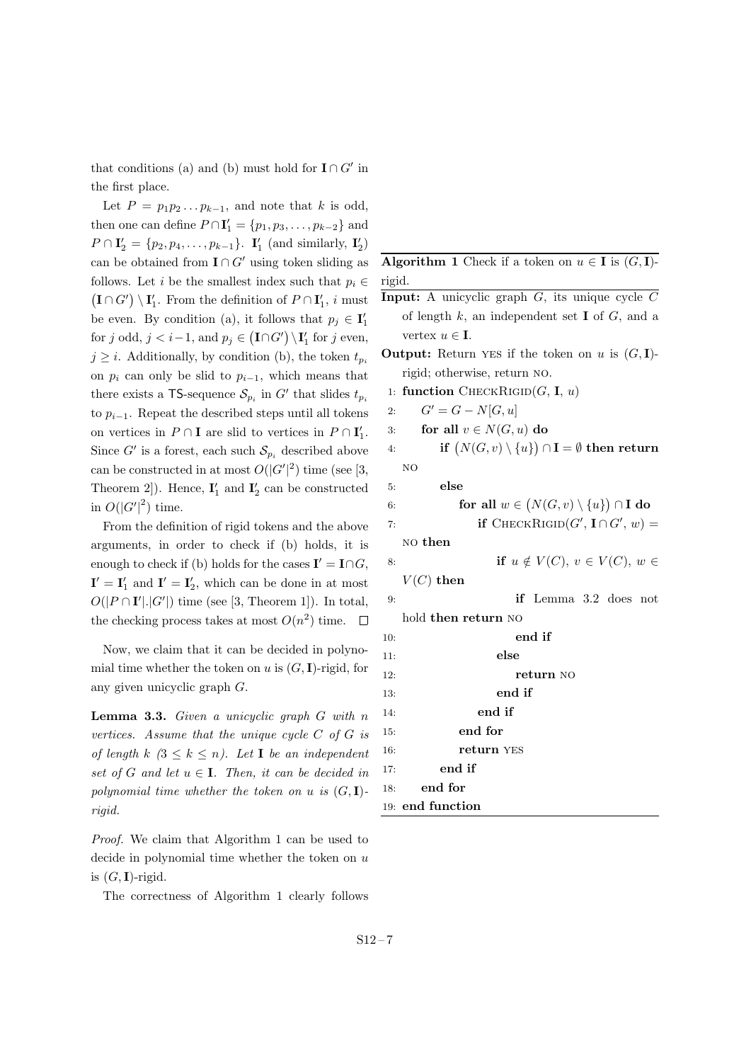that conditions (a) and (b) must hold for $\mathbf{I} \cap G'$ in the first place.

Let $P = p_1 p_2 \dots p_{k-1}$, and note that $k$ is odd, then one can define $P \cap \mathbf{I}'_1 = \{p_1, p_3, \dots, p_{k-2}\}$ and $P \cap \mathbf{I}'_2 = \{p_2, p_4, \dots, p_{k-1}\}$. $\mathbf{I}'_1$ (and similarly, $\mathbf{I}'_2$) can be obtained from $\mathbf{I} \cap G'$ using token sliding as follows. Let $i$ be the smallest index such that $p_i \in (\mathbf{I} \cap G') \setminus \mathbf{I}'_1$. From the definition of $P \cap \mathbf{I}'_1$, $i$ must be even. By condition (a), it follows that $p_j \in \mathbf{I}'_1$ for $j$ odd, $j < i-1$, and $p_j \in (\mathbf{I} \cap G') \setminus \mathbf{I}'_1$ for $j$ even, $j \geq i$. Additionally, by condition (b), the token $t_{p_i}$ on $p_i$ can only be slid to $p_{i-1}$, which means that there exists a $\mathsf{TS}$-sequence $\mathcal{S}_{p_i}$ in $G'$ that slides $t_{p_i}$ to $p_{i-1}$. Repeat the described steps until all tokens on vertices in $P \cap \mathbf{I}$ are slid to vertices in $P \cap \mathbf{I}'_1$. Since $G'$ is a forest, each such $\mathcal{S}_{p_i}$ described above can be constructed in at most $O(|G'|^2)$ time (see [3, Theorem 2]). Hence, $\mathbf{I}'_1$ and $\mathbf{I}'_2$ can be constructed in $O(|G'|^2)$ time.

From the definition of rigid tokens and the above arguments, in order to check if (b) holds, it is enough to check if (b) holds for the cases $\mathbf{I}' = \mathbf{I} \cap G$, $\mathbf{I}' = \mathbf{I}'_1$ and $\mathbf{I}' = \mathbf{I}'_2$, which can be done in at most $O(|P \cap \mathbf{I}'|.|G'|)$ time (see [3, Theorem 1]). In total, the checking process takes at most $O(n^2)$ time. $\square$

Now, we claim that it can be decided in polynomial time whether the token on $u$ is $(G, \mathbf{I})$-rigid, for any given unicyclic graph $G$.

**Lemma 3.3.** *Given a unicyclic graph $G$ with $n$ vertices. Assume that the unique cycle $C$ of $G$ is of length $k$ ($3 \leq k \leq n$). Let $\mathbf{I}$ be an independent set of $G$ and let $u \in \mathbf{I}$. Then, it can be decided in polynomial time whether the token on $u$ is $(G, \mathbf{I})$-rigid.*

*Proof.* We claim that Algorithm 1 can be used to decide in polynomial time whether the token on $u$ is $(G, \mathbf{I})$-rigid.

The correctness of Algorithm 1 clearly follows

**Algorithm 1** Check if a token on $u \in \mathbf{I}$ is $(G, \mathbf{I})$-rigid.

**Input:** A unicyclic graph $G$, its unique cycle $C$ of length $k$, an independent set $\mathbf{I}$ of $G$, and a vertex $u \in \mathbf{I}$.

**Output:** Return YES if the token on $u$ is $(G, \mathbf{I})$-rigid; otherwise, return NO.

```
1: function CheckRigid(G, I, u)
2:     G' = G − N[G, u]
3:     for all v ∈ N(G, u) do
4:         if (N(G, v) \ {u}) ∩ I = ∅ then return NO
5:         else
6:             for all w ∈ (N(G, v) \ {u}) ∩ I do
7:                 if CheckRigid(G', I ∩ G', w) = NO then
8:                     if u ∉ V(C), v ∈ V(C), w ∈ V(C) then
9:                         if Lemma 3.2 does not hold then return NO
10:                        end if
11:                    else
12:                        return NO
13:                    end if
14:                end if
15:            end for
16:            return YES
17:        end if
18:    end for
19: end function
```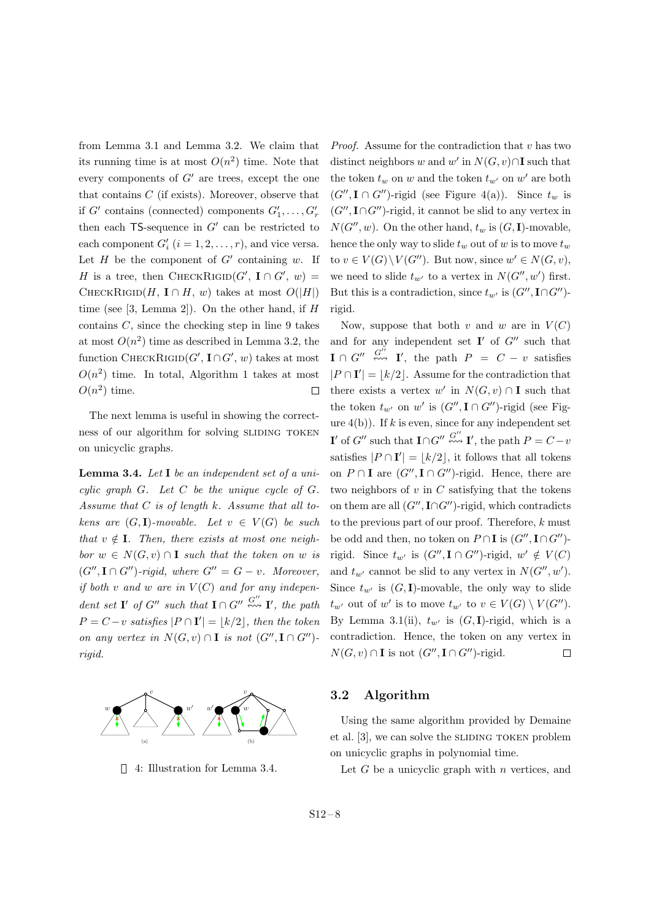from Lemma 3.1 and Lemma 3.2. We claim that its running time is at most $O(n^2)$ time. Note that every components of $G'$ are trees, except the one that contains $C$ (if exists). Moreover, observe that if $G'$ contains (connected) components $G'_1, \dots, G'_r$ then each TS-sequence in $G'$ can be restricted to each component $G'_i$ ($i = 1, 2, \dots, r$), and vice versa. Let $H$ be the component of $G'$ containing $w$. If $H$ is a tree, then CHECKRIGID($G'$, $\mathbf{I} \cap G'$, $w$) = CHECKRIGID($H$, $\mathbf{I} \cap H$, $w$) takes at most $O(|H|)$ time (see [3, Lemma 2]). On the other hand, if $H$ contains $C$, since the checking step in line 9 takes at most $O(n^2)$ time as described in Lemma 3.2, the function CHECKRIGID($G'$, $\mathbf{I} \cap G'$, $w$) takes at most $O(n^2)$ time. In total, Algorithm 1 takes at most $O(n^2)$ time. ◻

The next lemma is useful in showing the correctness of our algorithm for solving SLIDING TOKEN on unicyclic graphs.

**Lemma 3.4.** *Let $\mathbf{I}$ be an independent set of a unicylic graph $G$. Let $C$ be the unique cycle of $G$. Assume that $C$ is of length $k$. Assume that all tokens are $(G, \mathbf{I})$-movable. Let $v \in V(G)$ be such that $v \notin \mathbf{I}$. Then, there exists at most one neighbor $w \in N(G, v) \cap \mathbf{I}$ such that the token on $w$ is $(G'', \mathbf{I} \cap G'')$-rigid, where $G'' = G - v$. Moreover, if both $v$ and $w$ are in $V(C)$ and for any independent set $\mathbf{I}'$ of $G''$ such that $\mathbf{I} \cap G'' \overset{G''}{\leadsto} \mathbf{I}'$, the path $P = C - v$ satisfies $|P \cap \mathbf{I}'| = \lfloor k/2 \rfloor$, then the token on any vertex in $N(G, v) \cap \mathbf{I}$ is not $(G'', \mathbf{I} \cap G'')$-rigid.*

4: Illustration for Lemma 3.4.

*Proof.* Assume for the contradiction that $v$ has two distinct neighbors $w$ and $w'$ in $N(G, v) \cap \mathbf{I}$ such that the token $t_w$ on $w$ and the token $t_{w'}$ on $w'$ are both $(G'', \mathbf{I} \cap G'')$-rigid (see Figure 4(a)). Since $t_w$ is $(G'', \mathbf{I} \cap G'')$-rigid, it cannot be slid to any vertex in $N(G'', w)$. On the other hand, $t_w$ is $(G, \mathbf{I})$-movable, hence the only way to slide $t_w$ out of $w$ is to move $t_w$ to $v \in V(G) \setminus V(G'')$. But now, since $w' \in N(G, v)$, we need to slide $t_{w'}$ to a vertex in $N(G'', w')$ first. But this is a contradiction, since $t_{w'}$ is $(G'', \mathbf{I} \cap G'')$-rigid.

Now, suppose that both $v$ and $w$ are in $V(C)$ and for any independent set $\mathbf{I}'$ of $G''$ such that $\mathbf{I} \cap G'' \overset{G''}{\leadsto} \mathbf{I}'$, the path $P = C - v$ satisfies $|P \cap \mathbf{I}'| = \lfloor k/2 \rfloor$. Assume for the contradiction that there exists a vertex $w'$ in $N(G, v) \cap \mathbf{I}$ such that the token $t_{w'}$ on $w'$ is $(G'', \mathbf{I} \cap G'')$-rigid (see Figure 4(b)). If $k$ is even, since for any independent set $\mathbf{I}'$ of $G''$ such that $\mathbf{I} \cap G'' \overset{G''}{\leadsto} \mathbf{I}'$, the path $P = C - v$ satisfies $|P \cap \mathbf{I}'| = \lfloor k/2 \rfloor$, it follows that all tokens on $P \cap \mathbf{I}$ are $(G'', \mathbf{I} \cap G'')$-rigid. Hence, there are two neighbors of $v$ in $C$ satisfying that the tokens on them are all $(G'', \mathbf{I} \cap G'')$-rigid, which contradicts to the previous part of our proof. Therefore, $k$ must be odd and then, no token on $P \cap \mathbf{I}$ is $(G'', \mathbf{I} \cap G'')$-rigid. Since $t_{w'}$ is $(G'', \mathbf{I} \cap G'')$-rigid, $w' \notin V(C)$ and $t_{w'}$ cannot be slid to any vertex in $N(G'', w')$. Since $t_{w'}$ is $(G, \mathbf{I})$-movable, the only way to slide $t_{w'}$ out of $w'$ is to move $t_{w'}$ to $v \in V(G) \setminus V(G'')$. By Lemma 3.1(ii), $t_{w'}$ is $(G, \mathbf{I})$-rigid, which is a contradiction. Hence, the token on any vertex in $N(G, v) \cap \mathbf{I}$ is not $(G'', \mathbf{I} \cap G'')$-rigid. ◻

## 3.2 Algorithm

Using the same algorithm provided by Demaine et al. [3], we can solve the SLIDING TOKEN problem on unicyclic graphs in polynomial time.

Let $G$ be a unicyclic graph with $n$ vertices, and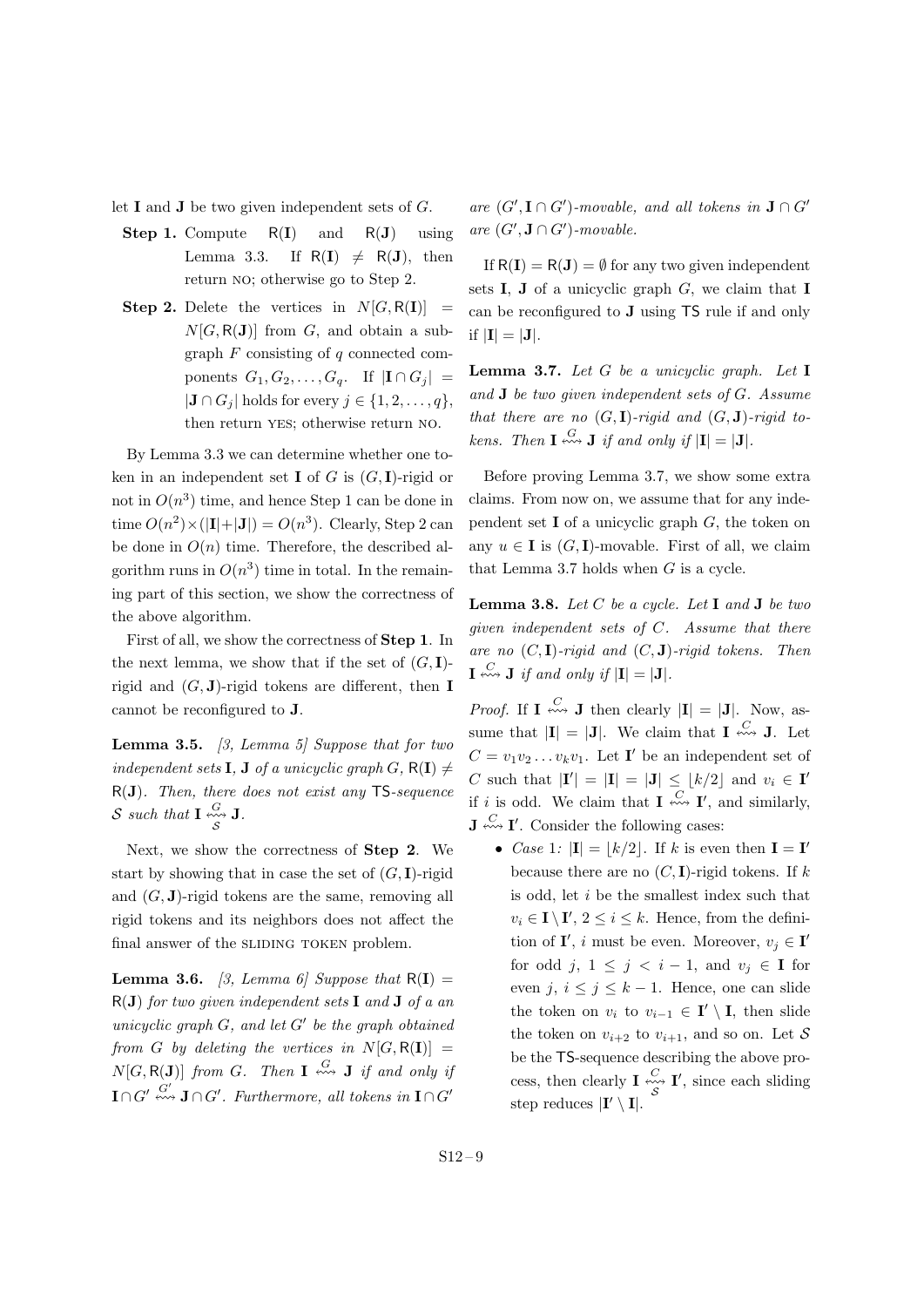let $\mathbf{I}$ and $\mathbf{J}$ be two given independent sets of $G$.

- **Step 1.** Compute $\mathsf{R}(\mathbf{I})$ and $\mathsf{R}(\mathbf{J})$ using Lemma 3.3. If $\mathsf{R}(\mathbf{I}) \neq \mathsf{R}(\mathbf{J})$, then return NO; otherwise go to Step 2.
- **Step 2.** Delete the vertices in $N[G, \mathsf{R}(\mathbf{I})] = N[G, \mathsf{R}(\mathbf{J})]$ from $G$, and obtain a subgraph $F$ consisting of $q$ connected components $G_1, G_2, \dots, G_q$. If $|\mathbf{I} \cap G_j| = |\mathbf{J} \cap G_j|$ holds for every $j \in \{1, 2, \dots, q\}$, then return YES; otherwise return NO.

By Lemma 3.3 we can determine whether one token in an independent set $\mathbf{I}$ of $G$ is $(G, \mathbf{I})$-rigid or not in $O(n^3)$ time, and hence Step 1 can be done in time $O(n^2) \times (|\mathbf{I}| + |\mathbf{J}|) = O(n^3)$. Clearly, Step 2 can be done in $O(n)$ time. Therefore, the described algorithm runs in $O(n^3)$ time in total. In the remaining part of this section, we show the correctness of the above algorithm.

First of all, we show the correctness of **Step 1**. In the next lemma, we show that if the set of $(G, \mathbf{I})$-rigid and $(G, \mathbf{J})$-rigid tokens are different, then $\mathbf{I}$ cannot be reconfigured to $\mathbf{J}$.

**Lemma 3.5.** *[3, Lemma 5] Suppose that for two independent sets $\mathbf{I}$, $\mathbf{J}$ of a unicyclic graph $G$, $\mathsf{R}(\mathbf{I}) \neq \mathsf{R}(\mathbf{J})$. Then, there does not exist any $\mathsf{TS}$-sequence $\mathcal{S}$ such that $\mathbf{I} \overset{G}{\underset{\mathcal{S}}{\leftrightsquigarrow}} \mathbf{J}$.*

Next, we show the correctness of **Step 2**. We start by showing that in case the set of $(G, \mathbf{I})$-rigid and $(G, \mathbf{J})$-rigid tokens are the same, removing all rigid tokens and its neighbors does not affect the final answer of the SLIDING TOKEN problem.

**Lemma 3.6.** *[3, Lemma 6] Suppose that $\mathsf{R}(\mathbf{I}) = \mathsf{R}(\mathbf{J})$ for two given independent sets $\mathbf{I}$ and $\mathbf{J}$ of a an unicyclic graph $G$, and let $G'$ be the graph obtained from $G$ by deleting the vertices in $N[G, \mathsf{R}(\mathbf{I})] = N[G, \mathsf{R}(\mathbf{J})]$ from $G$. Then $\mathbf{I} \overset{G}{\leftrightsquigarrow} \mathbf{J}$ if and only if $\mathbf{I} \cap G' \overset{G'}{\leftrightsquigarrow} \mathbf{J} \cap G'$. Furthermore, all tokens in $\mathbf{I} \cap G'$ are $(G', \mathbf{I} \cap G')$-movable, and all tokens in $\mathbf{J} \cap G'$ are $(G', \mathbf{J} \cap G')$-movable.*

If $\mathsf{R}(\mathbf{I}) = \mathsf{R}(\mathbf{J}) = \emptyset$ for any two given independent sets $\mathbf{I}$, $\mathbf{J}$ of a unicyclic graph $G$, we claim that $\mathbf{I}$ can be reconfigured to $\mathbf{J}$ using $\mathsf{TS}$ rule if and only if $|\mathbf{I}| = |\mathbf{J}|$.

**Lemma 3.7.** *Let $G$ be a unicyclic graph. Let $\mathbf{I}$ and $\mathbf{J}$ be two given independent sets of $G$. Assume that there are no $(G, \mathbf{I})$-rigid and $(G, \mathbf{J})$-rigid tokens. Then $\mathbf{I} \overset{G}{\leftrightsquigarrow} \mathbf{J}$ if and only if $|\mathbf{I}| = |\mathbf{J}|$.*

Before proving Lemma 3.7, we show some extra claims. From now on, we assume that for any independent set $\mathbf{I}$ of a unicyclic graph $G$, the token on any $u \in \mathbf{I}$ is $(G, \mathbf{I})$-movable. First of all, we claim that Lemma 3.7 holds when $G$ is a cycle.

**Lemma 3.8.** *Let $C$ be a cycle. Let $\mathbf{I}$ and $\mathbf{J}$ be two given independent sets of $C$. Assume that there are no $(C, \mathbf{I})$-rigid and $(C, \mathbf{J})$-rigid tokens. Then $\mathbf{I} \overset{C}{\leftrightsquigarrow} \mathbf{J}$ if and only if $|\mathbf{I}| = |\mathbf{J}|$.*

*Proof.* If $\mathbf{I} \overset{C}{\leftrightsquigarrow} \mathbf{J}$ then clearly $|\mathbf{I}| = |\mathbf{J}|$. Now, assume that $|\mathbf{I}| = |\mathbf{J}|$. We claim that $\mathbf{I} \overset{C}{\leftrightsquigarrow} \mathbf{J}$. Let $C = v_1 v_2 \dots v_k v_1$. Let $\mathbf{I}'$ be an independent set of $C$ such that $|\mathbf{I}'| = |\mathbf{I}| = |\mathbf{J}| \leq \lfloor k/2 \rfloor$ and $v_i \in \mathbf{I}'$ if $i$ is odd. We claim that $\mathbf{I} \overset{C}{\leftrightsquigarrow} \mathbf{I}'$, and similarly, $\mathbf{J} \overset{C}{\leftrightsquigarrow} \mathbf{I}'$. Consider the following cases:

- *Case 1:* $|\mathbf{I}| = \lfloor k/2 \rfloor$. If $k$ is even then $\mathbf{I} = \mathbf{I}'$ because there are no $(C, \mathbf{I})$-rigid tokens. If $k$ is odd, let $i$ be the smallest index such that $v_i \in \mathbf{I} \setminus \mathbf{I}'$, $2 \leq i \leq k$. Hence, from the definition of $\mathbf{I}'$, $i$ must be even. Moreover, $v_j \in \mathbf{I}'$ for odd $j$, $1 \leq j < i - 1$, and $v_j \in \mathbf{I}$ for even $j$, $i \leq j \leq k - 1$. Hence, one can slide the token on $v_i$ to $v_{i-1} \in \mathbf{I}' \setminus \mathbf{I}$, then slide the token on $v_{i+2}$ to $v_{i+1}$, and so on. Let $\mathcal{S}$ be the $\mathsf{TS}$-sequence describing the above process, then clearly $\mathbf{I} \overset{C}{\underset{\mathcal{S}}{\leftrightsquigarrow}} \mathbf{I}'$, since each sliding step reduces $|\mathbf{I}' \setminus \mathbf{I}|$.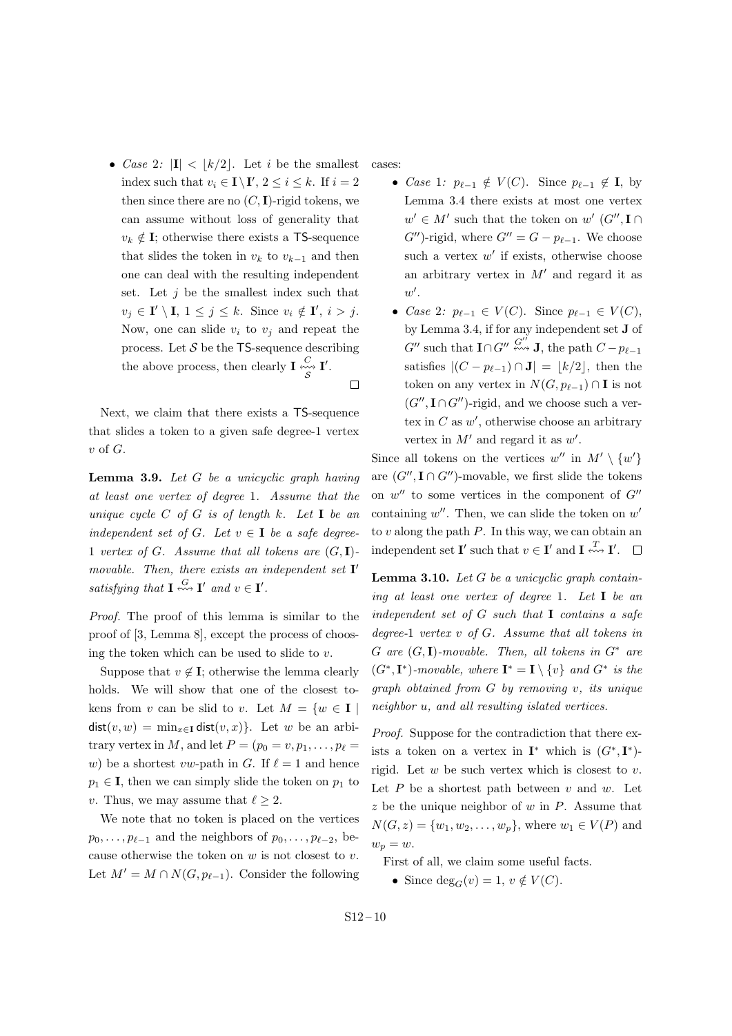- *Case 2:* $|\mathbf{I}| < \lfloor k/2 \rfloor$. Let $i$ be the smallest index such that $v_i \in \mathbf{I} \setminus \mathbf{I}'$, $2 \le i \le k$. If $i = 2$ then since there are no $(C, \mathbf{I})$-rigid tokens, we can assume without loss of generality that $v_k \notin \mathbf{I}$; otherwise there exists a $\mathsf{TS}$-sequence that slides the token in $v_k$ to $v_{k-1}$ and then one can deal with the resulting independent set. Let $j$ be the smallest index such that $v_j \in \mathbf{I}' \setminus \mathbf{I}$, $1 \le j \le k$. Since $v_i \notin \mathbf{I}'$, $i > j$. Now, one can slide $v_i$ to $v_j$ and repeat the process. Let $\mathcal{S}$ be the $\mathsf{TS}$-sequence describing the above process, then clearly $\mathbf{I} \overset{C}{\underset{\mathcal{S}}{\leadsto}} \mathbf{I}'$. ◻

Next, we claim that there exists a $\mathsf{TS}$-sequence that slides a token to a given safe degree-1 vertex $v$ of $G$.

**Lemma 3.9.** *Let $G$ be a unicyclic graph having at least one vertex of degree 1. Assume that the unique cycle $C$ of $G$ is of length $k$. Let $\mathbf{I}$ be an independent set of $G$. Let $v \in \mathbf{I}$ be a safe degree-1 vertex of $G$. Assume that all tokens are $(G, \mathbf{I})$-movable. Then, there exists an independent set $\mathbf{I}'$ satisfying that $\mathbf{I} \overset{G}{\leadsto} \mathbf{I}'$ and $v \in \mathbf{I}'$.*

*Proof.* The proof of this lemma is similar to the proof of [3, Lemma 8], except the process of choosing the token which can be used to slide to $v$.

Suppose that $v \notin \mathbf{I}$; otherwise the lemma clearly holds. We will show that one of the closest tokens from $v$ can be slid to $v$. Let $M = \{w \in \mathbf{I} \mid \mathsf{dist}(v, w) = \min_{x \in \mathbf{I}} \mathsf{dist}(v, x)\}$. Let $w$ be an arbitrary vertex in $M$, and let $P = (p_0 = v, p_1, \dots, p_\ell = w)$ be a shortest $vw$-path in $G$. If $\ell = 1$ and hence $p_1 \in \mathbf{I}$, then we can simply slide the token on $p_1$ to $v$. Thus, we may assume that $\ell \ge 2$.

We note that no token is placed on the vertices $p_0, \dots, p_{\ell-1}$ and the neighbors of $p_0, \dots, p_{\ell-2}$, because otherwise the token on $w$ is not closest to $v$. Let $M' = M \cap N(G, p_{\ell-1})$. Consider the following cases:

- *Case 1:* $p_{\ell-1} \notin V(C)$. Since $p_{\ell-1} \notin \mathbf{I}$, by Lemma 3.4 there exists at most one vertex $w' \in M'$ such that the token on $w'$ $(G'', \mathbf{I} \cap G'')$-rigid, where $G'' = G - p_{\ell-1}$. We choose such a vertex $w'$ if exists, otherwise choose an arbitrary vertex in $M'$ and regard it as $w'$.
- *Case 2:* $p_{\ell-1} \in V(C)$. Since $p_{\ell-1} \in V(C)$, by Lemma 3.4, if for any independent set $\mathbf{J}$ of $G''$ such that $\mathbf{I} \cap G'' \overset{G''}{\leadsto} \mathbf{J}$, the path $C - p_{\ell-1}$ satisfies $|(C - p_{\ell-1}) \cap \mathbf{J}| = \lfloor k/2 \rfloor$, then the token on any vertex in $N(G, p_{\ell-1}) \cap \mathbf{I}$ is not $(G'', \mathbf{I} \cap G'')$-rigid, and we choose such a vertex in $C$ as $w'$, otherwise choose an arbitrary vertex in $M'$ and regard it as $w'$.

Since all tokens on the vertices $w''$ in $M' \setminus \{w'\}$ are $(G'', \mathbf{I} \cap G'')$-movable, we first slide the tokens on $w''$ to some vertices in the component of $G''$ containing $w''$. Then, we can slide the token on $w'$ to $v$ along the path $P$. In this way, we can obtain an independent set $\mathbf{I}'$ such that $v \in \mathbf{I}'$ and $\mathbf{I} \overset{T}{\leadsto} \mathbf{I}'$. ◻

**Lemma 3.10.** *Let $G$ be a unicyclic graph containing at least one vertex of degree 1. Let $\mathbf{I}$ be an independent set of $G$ such that $\mathbf{I}$ contains a safe degree-1 vertex $v$ of $G$. Assume that all tokens in $G$ are $(G, \mathbf{I})$-movable. Then, all tokens in $G^*$ are $(G^*, \mathbf{I}^*)$-movable, where $\mathbf{I}^* = \mathbf{I} \setminus \{v\}$ and $G^*$ is the graph obtained from $G$ by removing $v$, its unique neighbor $u$, and all resulting islated vertices.*

*Proof.* Suppose for the contradiction that there exists a token on a vertex in $\mathbf{I}^*$ which is $(G^*, \mathbf{I}^*)$-rigid. Let $w$ be such vertex which is closest to $v$. Let $P$ be a shortest path between $v$ and $w$. Let $z$ be the unique neighbor of $w$ in $P$. Assume that $N(G, z) = \{w_1, w_2, \dots, w_p\}$, where $w_1 \in V(P)$ and $w_p = w$.

First of all, we claim some useful facts.

- Since $\deg_G(v) = 1$, $v \notin V(C)$.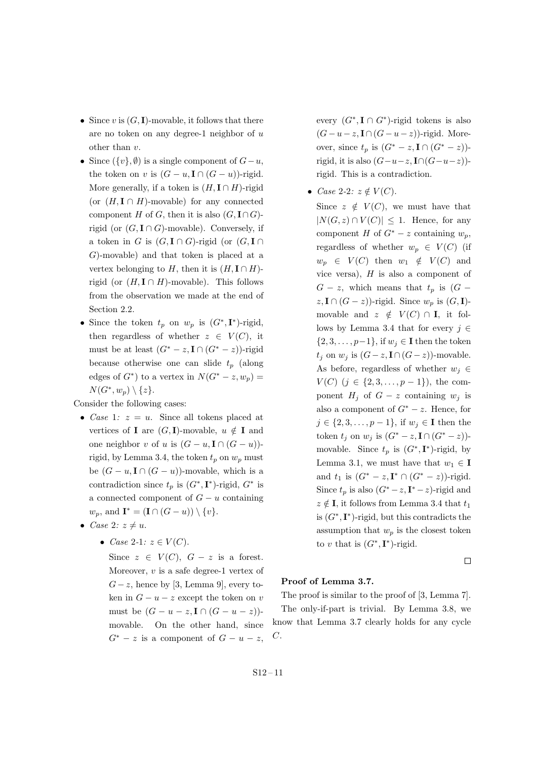- Since $v$ is $(G, \mathbf{I})$-movable, it follows that there are no token on any degree-1 neighbor of $u$ other than $v$.
- Since $(\{v\}, \emptyset)$ is a single component of $G - u$, the token on $v$ is $(G - u, \mathbf{I} \cap (G - u))$-rigid. More generally, if a token is $(H, \mathbf{I} \cap H)$-rigid (or $(H, \mathbf{I} \cap H)$-movable) for any connected component $H$ of $G$, then it is also $(G, \mathbf{I} \cap G)$-rigid (or $(G, \mathbf{I} \cap G)$-movable). Conversely, if a token in $G$ is $(G, \mathbf{I} \cap G)$-rigid (or $(G, \mathbf{I} \cap G)$-movable) and that token is placed at a vertex belonging to $H$, then it is $(H, \mathbf{I} \cap H)$-rigid (or $(H, \mathbf{I} \cap H)$-movable). This follows from the observation we made at the end of Section 2.2.
- Since the token $t_p$ on $w_p$ is $(G^*, \mathbf{I}^*)$-rigid, then regardless of whether $z \in V(C)$, it must be at least $(G^* - z, \mathbf{I} \cap (G^* - z))$-rigid because otherwise one can slide $t_p$ (along edges of $G^*$) to a vertex in $N(G^* - z, w_p) = N(G^*, w_p) \setminus \{z\}$.

Consider the following cases:

- *Case* 1*:* $z = u$. Since all tokens placed at vertices of $\mathbf{I}$ are $(G, \mathbf{I})$-movable, $u \notin \mathbf{I}$ and one neighbor $v$ of $u$ is $(G - u, \mathbf{I} \cap (G - u))$-rigid, by Lemma 3.4, the token $t_p$ on $w_p$ must be $(G - u, \mathbf{I} \cap (G - u))$-movable, which is a contradiction since $t_p$ is $(G^*, \mathbf{I}^*)$-rigid, $G^*$ is a connected component of $G - u$ containing $w_p$, and $\mathbf{I}^* = (\mathbf{I} \cap (G - u)) \setminus \{v\}$.
- *Case* 2*:* $z \neq u$.
  - *Case* 2-1*:* $z \in V(C)$.

    Since $z \in V(C)$, $G - z$ is a forest. Moreover, $v$ is a safe degree-1 vertex of $G - z$, hence by [3, Lemma 9], every token in $G - u - z$ except the token on $v$ must be $(G - u - z, \mathbf{I} \cap (G - u - z))$-movable. On the other hand, since $G^* - z$ is a component of $G - u - z$, every $(G^*, \mathbf{I} \cap G^*)$-rigid tokens is also $(G - u - z, \mathbf{I} \cap (G - u - z))$-rigid. Moreover, since $t_p$ is $(G^* - z, \mathbf{I} \cap (G^* - z))$-rigid, it is also $(G - u - z, \mathbf{I} \cap (G - u - z))$-rigid. This is a contradiction.
  - *Case* 2-2*:* $z \notin V(C)$.

    Since $z \notin V(C)$, we must have that $|N(G, z) \cap V(C)| \leq 1$. Hence, for any component $H$ of $G^* - z$ containing $w_p$, regardless of whether $w_p \in V(C)$ (if $w_p \in V(C)$ then $w_1 \notin V(C)$ and vice versa), $H$ is also a component of $G - z$, which means that $t_p$ is $(G - z, \mathbf{I} \cap (G - z))$-rigid. Since $w_p$ is $(G, \mathbf{I})$-movable and $z \notin V(C) \cap \mathbf{I}$, it follows by Lemma 3.4 that for every $j \in \{2, 3, \ldots, p-1\}$, if $w_j \in \mathbf{I}$ then the token $t_j$ on $w_j$ is $(G - z, \mathbf{I} \cap (G - z))$-movable. As before, regardless of whether $w_j \in V(C)$ ($j \in \{2, 3, \ldots, p-1\}$), the component $H_j$ of $G - z$ containing $w_j$ is also a component of $G^* - z$. Hence, for $j \in \{2, 3, \ldots, p-1\}$, if $w_j \in \mathbf{I}$ then the token $t_j$ on $w_j$ is $(G^* - z, \mathbf{I} \cap (G^* - z))$-movable. Since $t_p$ is $(G^*, \mathbf{I}^*)$-rigid, by Lemma 3.1, we must have that $w_1 \in \mathbf{I}$ and $t_1$ is $(G^* - z, \mathbf{I}^* \cap (G^* - z))$-rigid. Since $t_p$ is also $(G^* - z, \mathbf{I}^* - z)$-rigid and $z \notin \mathbf{I}$, it follows from Lemma 3.4 that $t_1$ is $(G^*, \mathbf{I}^*)$-rigid, but this contradicts the assumption that $w_p$ is the closest token to $v$ that is $(G^*, \mathbf{I}^*)$-rigid.

□

**Proof of Lemma 3.7.**

The proof is similar to the proof of [3, Lemma 7]. The only-if-part is trivial. By Lemma 3.8, we know that Lemma 3.7 clearly holds for any cycle $C$.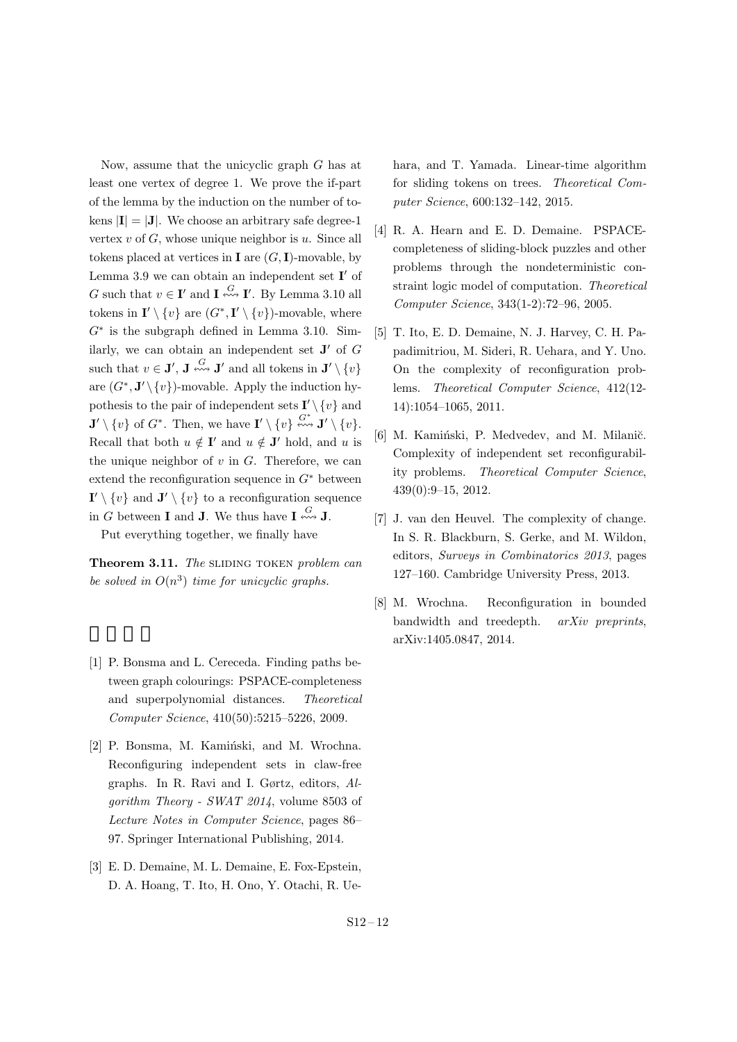Now, assume that the unicyclic graph $G$ has at least one vertex of degree 1. We prove the if-part of the lemma by the induction on the number of tokens $|\mathbf{I}| = |\mathbf{J}|$. We choose an arbitrary safe degree-1 vertex $v$ of $G$, whose unique neighbor is $u$. Since all tokens placed at vertices in $\mathbf{I}$ are $(G, \mathbf{I})$-movable, by Lemma 3.9 we can obtain an independent set $\mathbf{I}'$ of $G$ such that $v \in \mathbf{I}'$ and $\mathbf{I} \overset{G}{\leftrightsquigarrow} \mathbf{I}'$. By Lemma 3.10 all tokens in $\mathbf{I}' \setminus \{v\}$ are $(G^*, \mathbf{I}' \setminus \{v\})$-movable, where $G^*$ is the subgraph defined in Lemma 3.10. Similarly, we can obtain an independent set $\mathbf{J}'$ of $G$ such that $v \in \mathbf{J}'$, $\mathbf{J} \overset{G}{\leftrightsquigarrow} \mathbf{J}'$ and all tokens in $\mathbf{J}' \setminus \{v\}$ are $(G^*, \mathbf{J}' \setminus \{v\})$-movable. Apply the induction hypothesis to the pair of independent sets $\mathbf{I}' \setminus \{v\}$ and $\mathbf{J}' \setminus \{v\}$ of $G^*$. Then, we have $\mathbf{I}' \setminus \{v\} \overset{G^*}{\leftrightsquigarrow} \mathbf{J}' \setminus \{v\}$. Recall that both $u \notin \mathbf{I}'$ and $u \notin \mathbf{J}'$ hold, and $u$ is the unique neighbor of $v$ in $G$. Therefore, we can extend the reconfiguration sequence in $G^*$ between $\mathbf{I}' \setminus \{v\}$ and $\mathbf{J}' \setminus \{v\}$ to a reconfiguration sequence in $G$ between $\mathbf{I}$ and $\mathbf{J}$. We thus have $\mathbf{I} \overset{G}{\leftrightsquigarrow} \mathbf{J}$.

Put everything together, we finally have

**Theorem 3.11.** *The* SLIDING TOKEN *problem can be solved in $O(n^3)$ time for unicyclic graphs.*

## 参考文献

[1] P. Bonsma and L. Cereceda. Finding paths between graph colourings: PSPACE-completeness and superpolynomial distances. *Theoretical Computer Science*, 410(50):5215–5226, 2009.

[2] P. Bonsma, M. Kamiński, and M. Wrochna. Reconfiguring independent sets in claw-free graphs. In R. Ravi and I. Gørtz, editors, *Algorithm Theory - SWAT 2014*, volume 8503 of *Lecture Notes in Computer Science*, pages 86–97. Springer International Publishing, 2014.

[3] E. D. Demaine, M. L. Demaine, E. Fox-Epstein, D. A. Hoang, T. Ito, H. Ono, Y. Otachi, R. Uehara, and T. Yamada. Linear-time algorithm for sliding tokens on trees. *Theoretical Computer Science*, 600:132–142, 2015.

[4] R. A. Hearn and E. D. Demaine. PSPACE-completeness of sliding-block puzzles and other problems through the nondeterministic constraint logic model of computation. *Theoretical Computer Science*, 343(1-2):72–96, 2005.

[5] T. Ito, E. D. Demaine, N. J. Harvey, C. H. Papadimitriou, M. Sideri, R. Uehara, and Y. Uno. On the complexity of reconfiguration problems. *Theoretical Computer Science*, 412(12-14):1054–1065, 2011.

[6] M. Kamiński, P. Medvedev, and M. Milanič. Complexity of independent set reconfigurability problems. *Theoretical Computer Science*, 439(0):9–15, 2012.

[7] J. van den Heuvel. The complexity of change. In S. R. Blackburn, S. Gerke, and M. Wildon, editors, *Surveys in Combinatorics 2013*, pages 127–160. Cambridge University Press, 2013.

[8] M. Wrochna. Reconfiguration in bounded bandwidth and treedepth. *arXiv preprints*, arXiv:1405.0847, 2014.